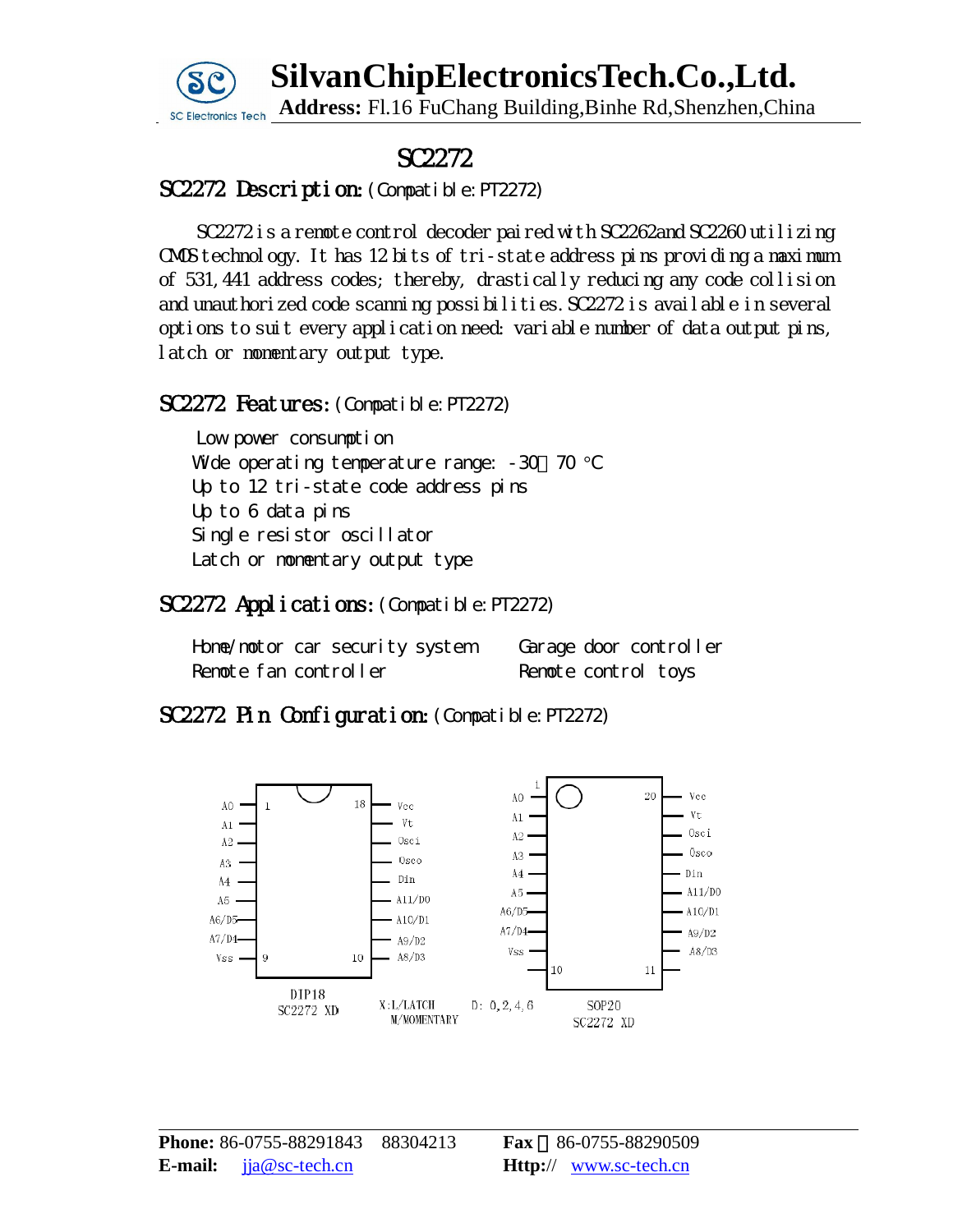# SilvanChipElectronicsTech.Co.,Ltd.

**Address:** Fl.16 FuChang Building,Binhe Rd,Shenzhen,China

# SC2272

## SC2272 Description: (Compatible: PT2272)

SC2272 is a remote control decoder paired with SC2262and SC2260 utilizing CMOS technology. It has 12 bits of tri-state address pins providing a maximum of 531,441 address codes; thereby, drastically reducing any code collision and unauthorized code scanning possibilities. SC2272 is available in several options to suit every application need: variable number of data output pins, latch or momentary output type.

## SC2272 Features: (Compatible: PT2272)

- Low power consumption
- Wide operating temperature range: -30～70 °C
- Up to 12 tri-state code address pins
- Up to 6 data pins
- Single resistor oscillator
- Latch or momentary output type

## SC2272 Applications: (Compatible: PT2272)

- Home/motor car security system
- Garage door controller
- Remote fan controller
- Remote control toys

## SC2272 Pin Configuration: (Compatible: PT2272)

**DIP18 (SC2272 XD)**

| Pin | Name | Pin | Name |
|---|---|---|---|
| 1 | A0 | 18 | Vcc |
| 2 | A1 | 17 | Vt |
| 3 | A2 | 16 | Osci |
| 4 | A3 | 15 | Osco |
| 5 | A4 | 14 | Din |
| 6 | A5 | 13 | A11/D0 |
| 7 | A6/D5 | 12 | A10/D1 |
| 8 | A7/D4 | 11 | A9/D2 |
| 9 | Vss | 10 | A8/D3 |

**SOP20 (SC2272 XD)**

| Pin | Name | Pin | Name |
|---|---|---|---|
| 1 | A0 | 20 | Vcc |
| 2 | A1 | 19 | Vt |
| 3 | A2 | 18 | Osci |
| 4 | A3 | 17 | Osco |
| 5 | A4 | 16 | Din |
| 6 | A5 | 15 | A11/D0 |
| 7 | A6/D5 | 14 | A10/D1 |
| 8 | A7/D4 | 13 | A9/D2 |
| 9 | Vss | 12 | A8/D3 |
| 10 | | 11 | |

X: L/LATCH, M/MOMENTARY    D: 0, 2, 4, 6

**Phone:** 86-0755-88291843 88304213    **Fax**：86-0755-88290509
**E-mail:** jja@sc-tech.cn    **Http:**// www.sc-tech.cn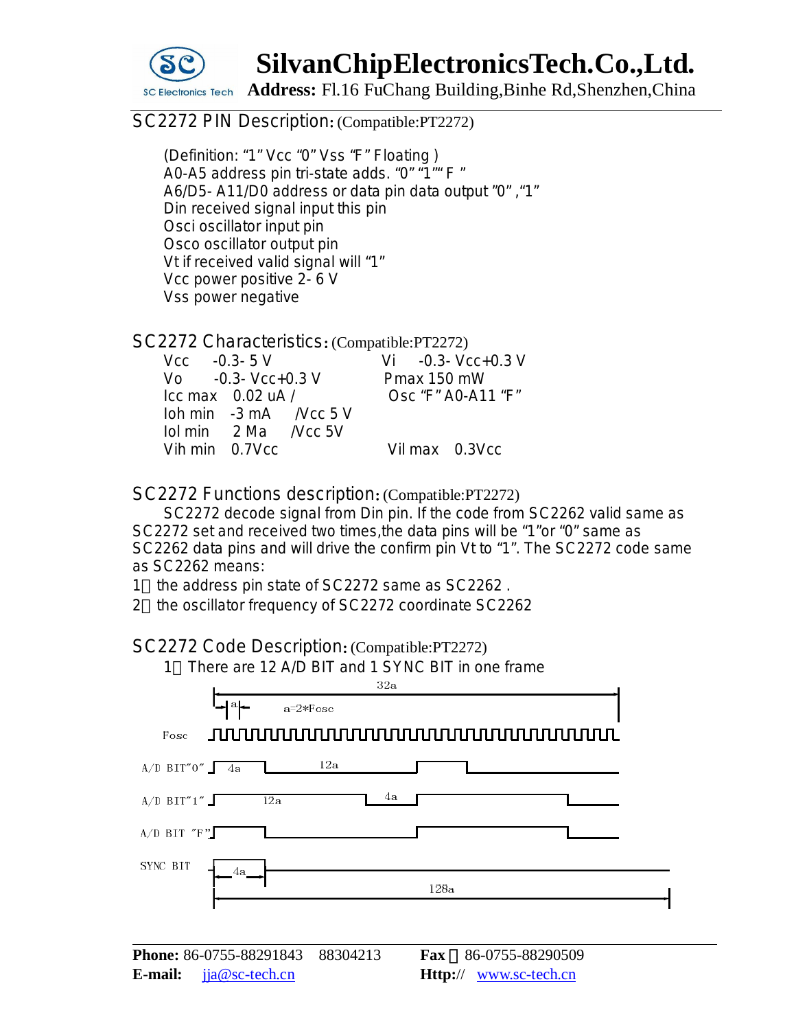## SC2272 PIN Description: (Compatible:PT2272)

(Definition: "1" Vcc "0" Vss "F" Floating )
A0-A5 address pin tri-state adds. "0" "1"" F "
A6/D5- A11/D0 address or data pin data output "0" ,"1"
Din received signal input this pin
Osci oscillator input pin
Osco oscillator output pin
Vt if received valid signal will "1"
Vcc power positive 2- 6 V
Vss power negative

## SC2272 Characteristics: (Compatible:PT2272)

| | | | |
|---|---|---|---|
| Vcc | -0.3- 5 V | Vi | -0.3- Vcc+0.3 V |
| Vo | -0.3- Vcc+0.3 V | Pmax 150 mW | |
| Icc max | 0.02 uA / | Osc "F" A0-A11 "F" | |
| Ioh min | -3 mA /Vcc 5 V | | |
| Iol min | 2 Ma /Vcc 5V | | |
| Vih min | 0.7Vcc | Vil max | 0.3Vcc |

## SC2272 Functions description: (Compatible:PT2272)

SC2272 decode signal from Din pin. If the code from SC2262 valid same as SC2272 set and received two times,the data pins will be "1"or "0" same as SC2262 data pins and will drive the confirm pin Vt to "1". The SC2272 code same as SC2262 means:

1、the address pin state of SC2272 same as SC2262 .

2、the oscillator frequency of SC2272 coordinate SC2262

## SC2272 Code Description: (Compatible:PT2272)

1、There are 12 A/D BIT and 1 SYNC BIT in one frame

32a

a a=2*Fosc

Fosc

A/D BIT"0" 4a 12a

A/D BIT"1" 12a 4a

A/D BIT "F"

SYNC BIT 4a

128a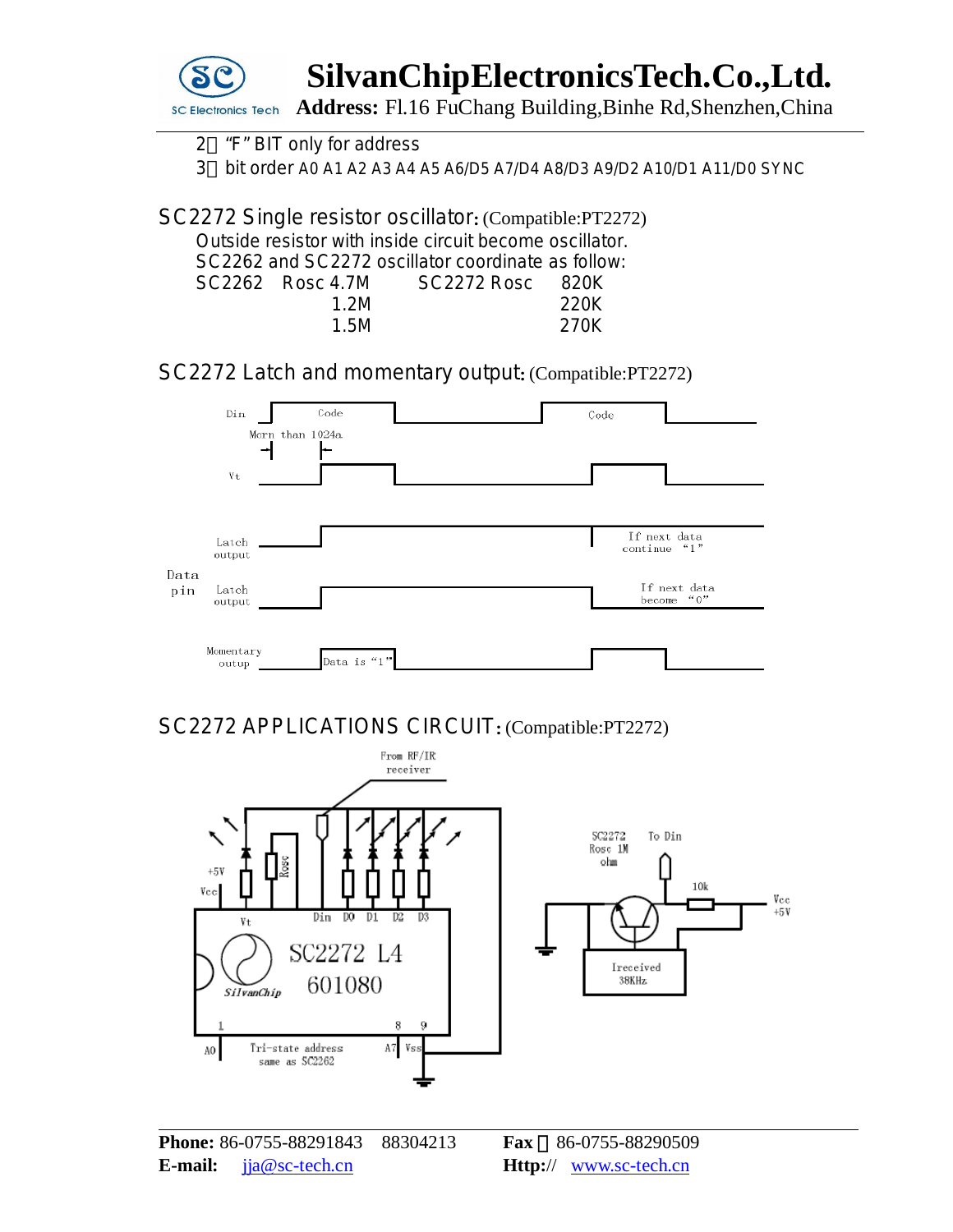2、"F" BIT only for address

3、bit order A0 A1 A2 A3 A4 A5 A6/D5 A7/D4 A8/D3 A9/D2 A10/D1 A11/D0 SYNC

## SC2272 Single resistor oscillator: (Compatible:PT2272)

Outside resistor with inside circuit become oscillator.

SC2262 and SC2272 oscillator coordinate as follow:

| | | | |
|---|---|---|---|
| SC2262 | Rosc 4.7M | SC2272 Rosc | 820K |
| | 1.2M | | 220K |
| | 1.5M | | 270K |

## SC2272 Latch and momentary output: (Compatible:PT2272)

Din
Code
Code
Morn than 1024a
Vt
Latch output
If next data continue "1"
Data pin
Latch output
If next data become "0"
Momentary outup
Data is "1"

## SC2272 APPLICATIONS CIRCUIT: (Compatible:PT2272)

From RF/IR receiver
+5V
Vcc
Rosc
Vt
Din D0 D1 D2 D3
SC2272 L4
601080
SilvanChip
1
8 9
A0
Tri-state address same as SC2262
A7 Vss

SC2272 Rosc 1M ohm
To Din
10k
Vcc +5V
Ireceived 38KHz